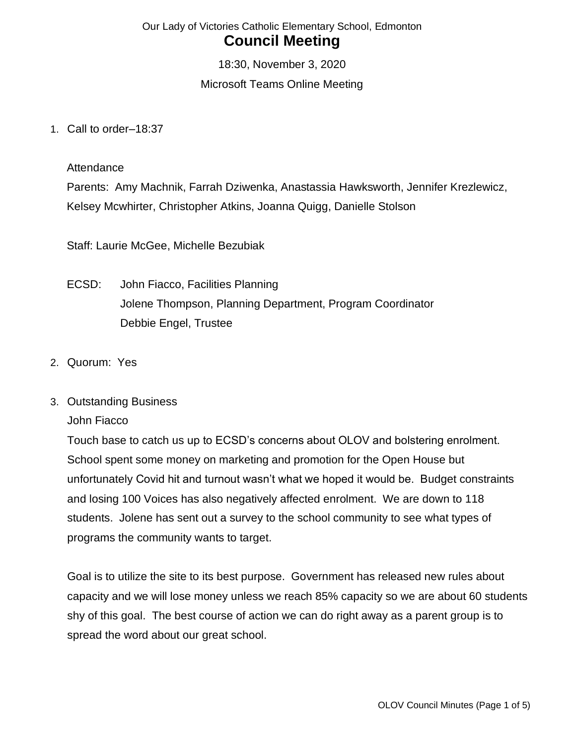Our Lady of Victories Catholic Elementary School, Edmonton

# Council Meeting

18:30, November 3, 2020

Microsoft Teams Online Meeting

1. Call to order–18:37

   Attendance

   Parents: Amy Machnik, Farrah Dziwenka, Anastassia Hawksworth, Jennifer Krezlewicz, Kelsey Mcwhirter, Christopher Atkins, Joanna Quigg, Danielle Stolson

   Staff: Laurie McGee, Michelle Bezubiak

   ECSD: John Fiacco, Facilities Planning
   Jolene Thompson, Planning Department, Program Coordinator
   Debbie Engel, Trustee

2. Quorum: Yes

3. Outstanding Business

   John Fiacco

   Touch base to catch us up to ECSD's concerns about OLOV and bolstering enrolment. School spent some money on marketing and promotion for the Open House but unfortunately Covid hit and turnout wasn't what we hoped it would be. Budget constraints and losing 100 Voices has also negatively affected enrolment. We are down to 118 students. Jolene has sent out a survey to the school community to see what types of programs the community wants to target.

   Goal is to utilize the site to its best purpose. Government has released new rules about capacity and we will lose money unless we reach 85% capacity so we are about 60 students shy of this goal. The best course of action we can do right away as a parent group is to spread the word about our great school.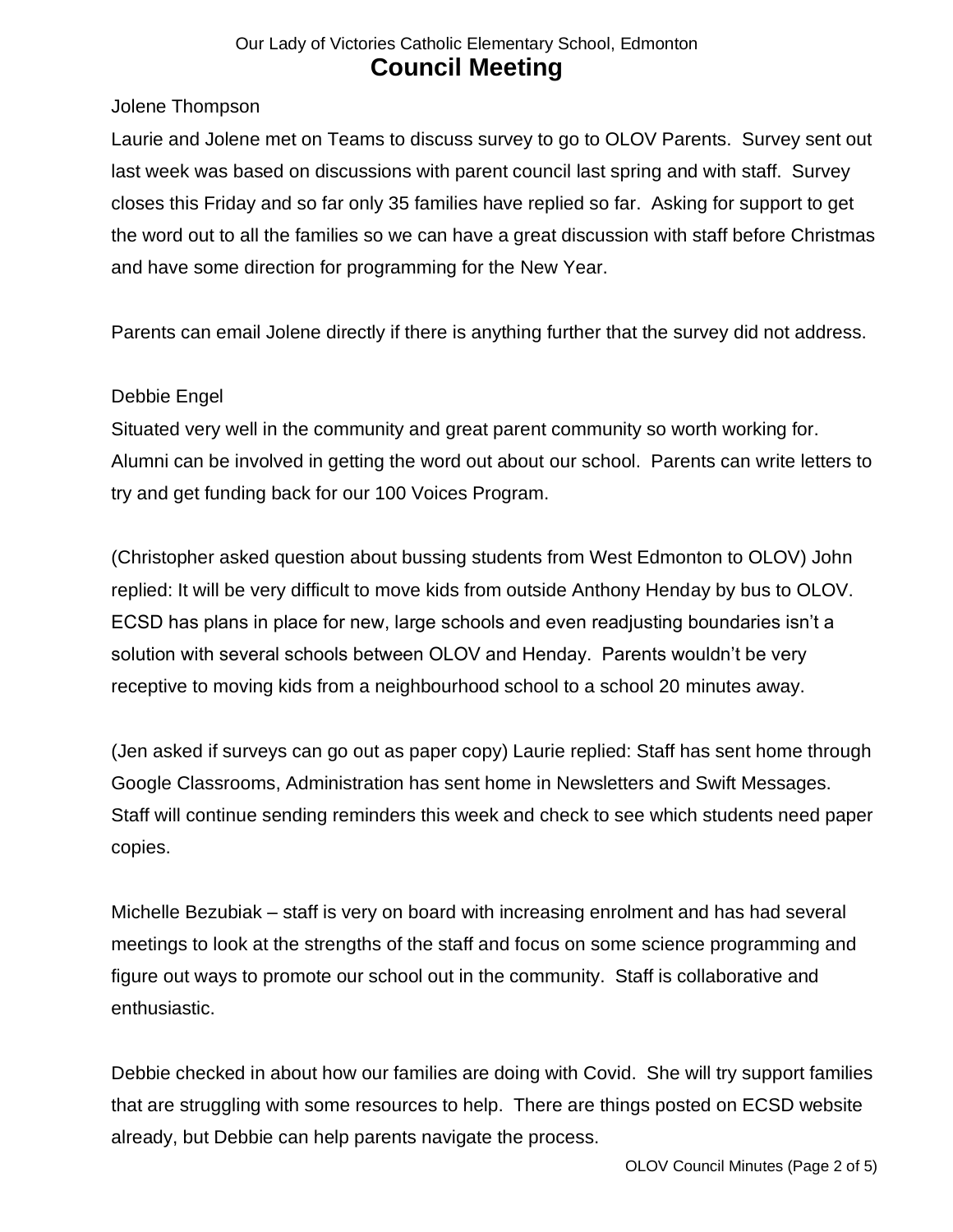Jolene Thompson

Laurie and Jolene met on Teams to discuss survey to go to OLOV Parents. Survey sent out last week was based on discussions with parent council last spring and with staff. Survey closes this Friday and so far only 35 families have replied so far. Asking for support to get the word out to all the families so we can have a great discussion with staff before Christmas and have some direction for programming for the New Year.

Parents can email Jolene directly if there is anything further that the survey did not address.

Debbie Engel

Situated very well in the community and great parent community so worth working for. Alumni can be involved in getting the word out about our school. Parents can write letters to try and get funding back for our 100 Voices Program.

(Christopher asked question about bussing students from West Edmonton to OLOV) John replied: It will be very difficult to move kids from outside Anthony Henday by bus to OLOV. ECSD has plans in place for new, large schools and even readjusting boundaries isn't a solution with several schools between OLOV and Henday. Parents wouldn't be very receptive to moving kids from a neighbourhood school to a school 20 minutes away.

(Jen asked if surveys can go out as paper copy) Laurie replied: Staff has sent home through Google Classrooms, Administration has sent home in Newsletters and Swift Messages. Staff will continue sending reminders this week and check to see which students need paper copies.

Michelle Bezubiak – staff is very on board with increasing enrolment and has had several meetings to look at the strengths of the staff and focus on some science programming and figure out ways to promote our school out in the community. Staff is collaborative and enthusiastic.

Debbie checked in about how our families are doing with Covid. She will try support families that are struggling with some resources to help. There are things posted on ECSD website already, but Debbie can help parents navigate the process.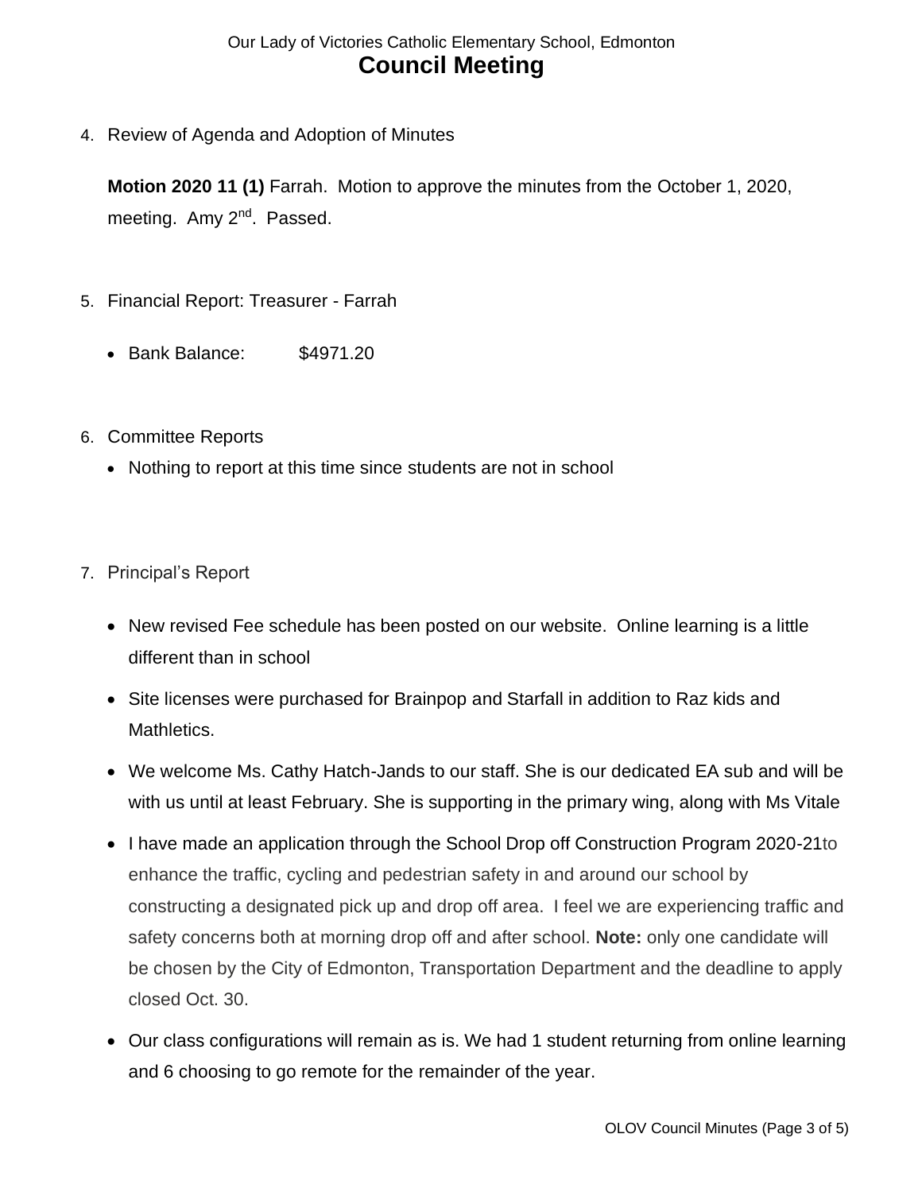4. Review of Agenda and Adoption of Minutes

   **Motion 2020 11 (1)** Farrah. Motion to approve the minutes from the October 1, 2020, meeting. Amy 2nd. Passed.

5. Financial Report: Treasurer - Farrah

   - Bank Balance: $4971.20

6. Committee Reports

   - Nothing to report at this time since students are not in school

7. Principal's Report

   - New revised Fee schedule has been posted on our website. Online learning is a little different than in school
   - Site licenses were purchased for Brainpop and Starfall in addition to Raz kids and Mathletics.
   - We welcome Ms. Cathy Hatch-Jands to our staff. She is our dedicated EA sub and will be with us until at least February. She is supporting in the primary wing, along with Ms Vitale
   - I have made an application through the School Drop off Construction Program 2020-21to enhance the traffic, cycling and pedestrian safety in and around our school by constructing a designated pick up and drop off area. I feel we are experiencing traffic and safety concerns both at morning drop off and after school. **Note:** only one candidate will be chosen by the City of Edmonton, Transportation Department and the deadline to apply closed Oct. 30.
   - Our class configurations will remain as is. We had 1 student returning from online learning and 6 choosing to go remote for the remainder of the year.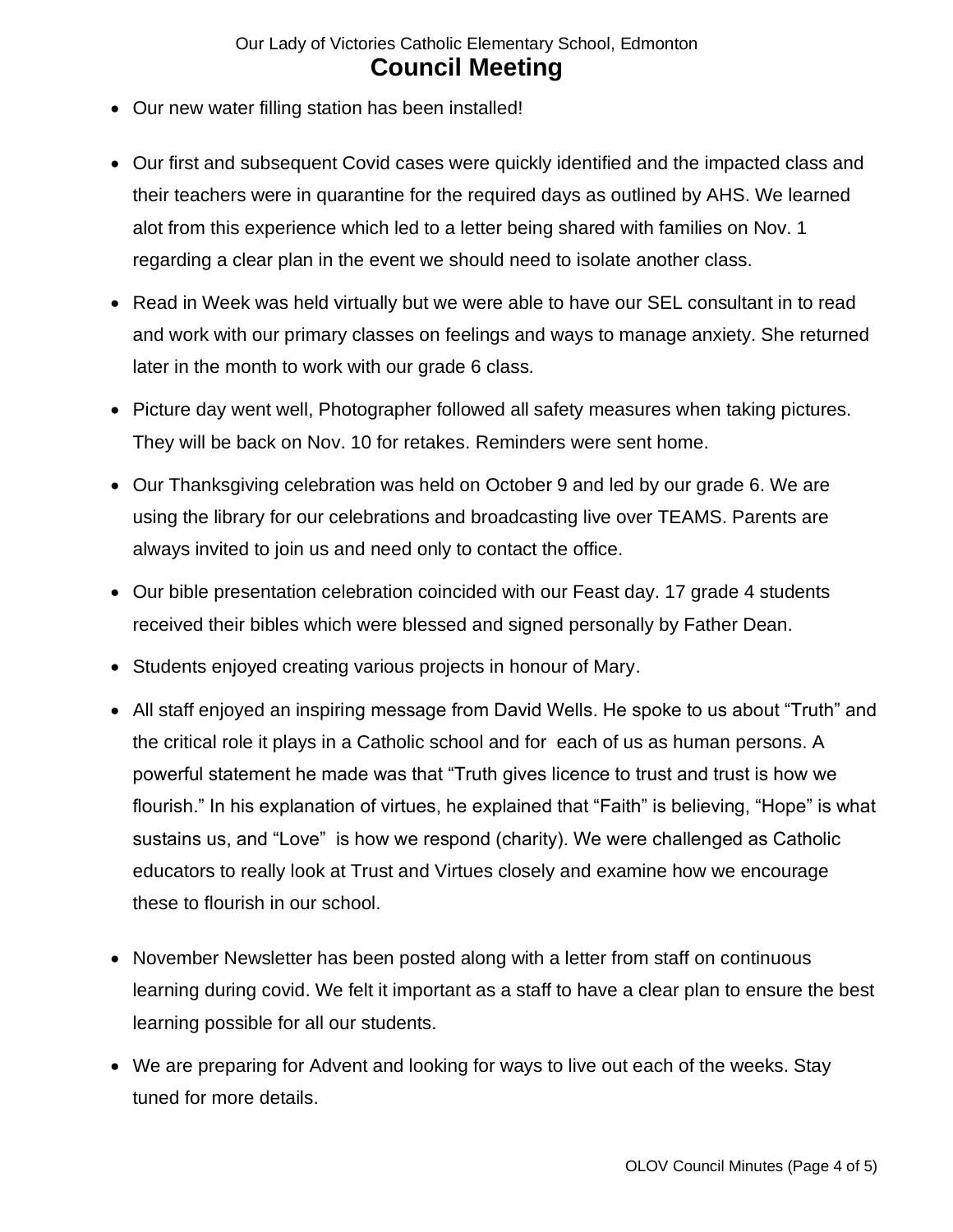- Our new water filling station has been installed!
- Our first and subsequent Covid cases were quickly identified and the impacted class and their teachers were in quarantine for the required days as outlined by AHS. We learned alot from this experience which led to a letter being shared with families on Nov. 1 regarding a clear plan in the event we should need to isolate another class.
- Read in Week was held virtually but we were able to have our SEL consultant in to read and work with our primary classes on feelings and ways to manage anxiety. She returned later in the month to work with our grade 6 class.
- Picture day went well, Photographer followed all safety measures when taking pictures. They will be back on Nov. 10 for retakes. Reminders were sent home.
- Our Thanksgiving celebration was held on October 9 and led by our grade 6. We are using the library for our celebrations and broadcasting live over TEAMS. Parents are always invited to join us and need only to contact the office.
- Our bible presentation celebration coincided with our Feast day. 17 grade 4 students received their bibles which were blessed and signed personally by Father Dean.
- Students enjoyed creating various projects in honour of Mary.
- All staff enjoyed an inspiring message from David Wells. He spoke to us about "Truth" and the critical role it plays in a Catholic school and for each of us as human persons. A powerful statement he made was that "Truth gives licence to trust and trust is how we flourish." In his explanation of virtues, he explained that "Faith" is believing, "Hope" is what sustains us, and "Love" is how we respond (charity). We were challenged as Catholic educators to really look at Trust and Virtues closely and examine how we encourage these to flourish in our school.
- November Newsletter has been posted along with a letter from staff on continuous learning during covid. We felt it important as a staff to have a clear plan to ensure the best learning possible for all our students.
- We are preparing for Advent and looking for ways to live out each of the weeks. Stay tuned for more details.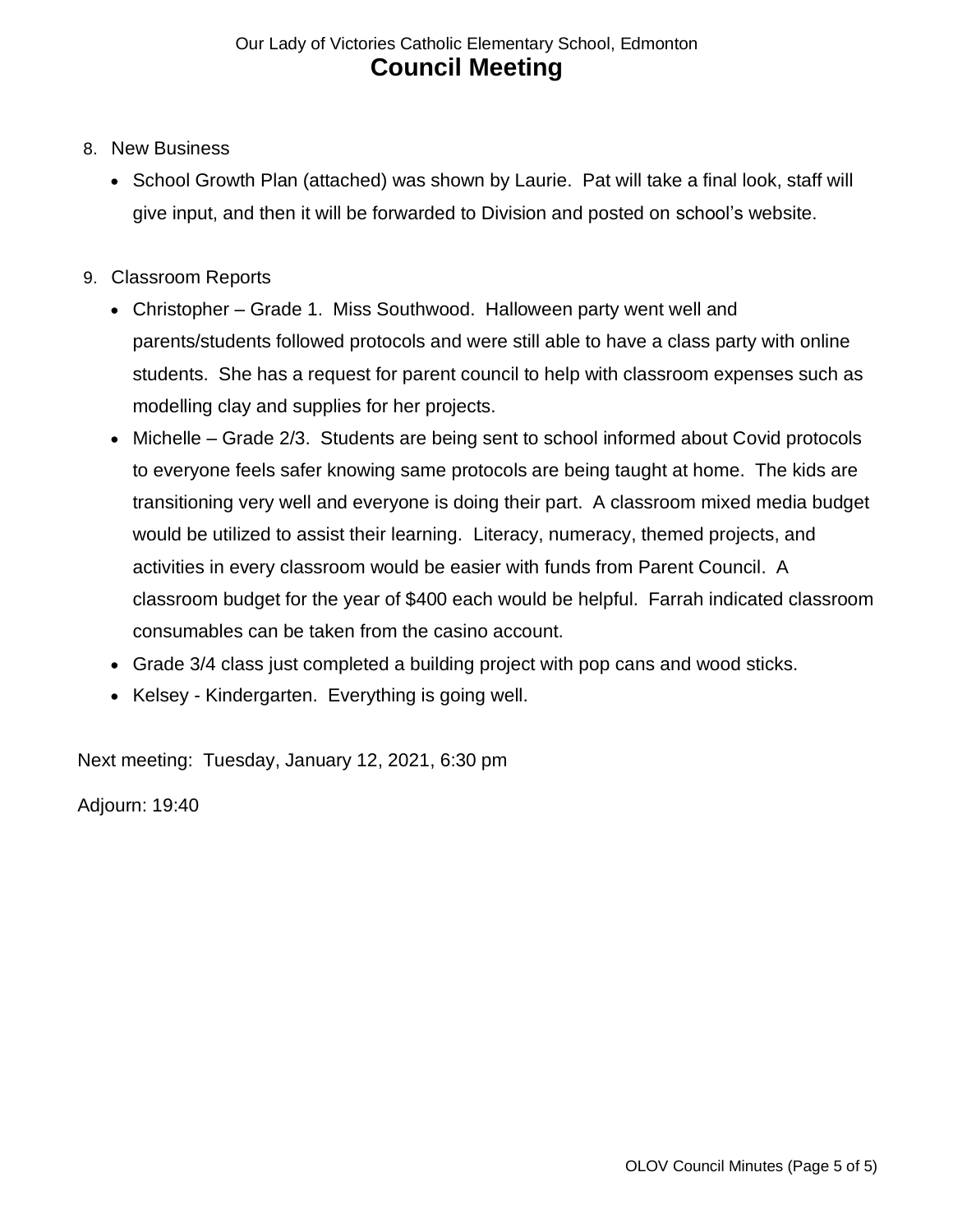8. New Business
   - School Growth Plan (attached) was shown by Laurie. Pat will take a final look, staff will give input, and then it will be forwarded to Division and posted on school's website.

9. Classroom Reports
   - Christopher – Grade 1. Miss Southwood. Halloween party went well and parents/students followed protocols and were still able to have a class party with online students. She has a request for parent council to help with classroom expenses such as modelling clay and supplies for her projects.
   - Michelle – Grade 2/3. Students are being sent to school informed about Covid protocols to everyone feels safer knowing same protocols are being taught at home. The kids are transitioning very well and everyone is doing their part. A classroom mixed media budget would be utilized to assist their learning. Literacy, numeracy, themed projects, and activities in every classroom would be easier with funds from Parent Council. A classroom budget for the year of $400 each would be helpful. Farrah indicated classroom consumables can be taken from the casino account.
   - Grade 3/4 class just completed a building project with pop cans and wood sticks.
   - Kelsey - Kindergarten. Everything is going well.

Next meeting: Tuesday, January 12, 2021, 6:30 pm

Adjourn: 19:40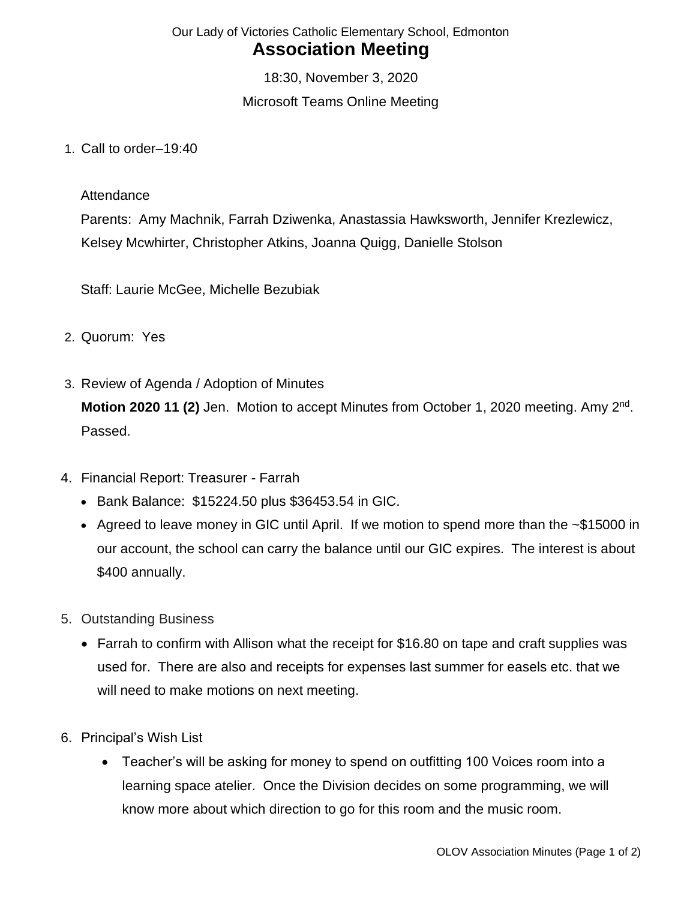Our Lady of Victories Catholic Elementary School, Edmonton

# Association Meeting

18:30, November 3, 2020

Microsoft Teams Online Meeting

1. Call to order–19:40

   Attendance

   Parents: Amy Machnik, Farrah Dziwenka, Anastassia Hawksworth, Jennifer Krezlewicz, Kelsey Mcwhirter, Christopher Atkins, Joanna Quigg, Danielle Stolson

   Staff: Laurie McGee, Michelle Bezubiak

2. Quorum: Yes

3. Review of Agenda / Adoption of Minutes

   **Motion 2020 11 (2)** Jen. Motion to accept Minutes from October 1, 2020 meeting. Amy 2nd. Passed.

4. Financial Report: Treasurer - Farrah
   - Bank Balance: $15224.50 plus $36453.54 in GIC.
   - Agreed to leave money in GIC until April. If we motion to spend more than the ~$15000 in our account, the school can carry the balance until our GIC expires. The interest is about $400 annually.

5. Outstanding Business
   - Farrah to confirm with Allison what the receipt for $16.80 on tape and craft supplies was used for. There are also and receipts for expenses last summer for easels etc. that we will need to make motions on next meeting.

6. Principal's Wish List
   - Teacher's will be asking for money to spend on outfitting 100 Voices room into a learning space atelier. Once the Division decides on some programming, we will know more about which direction to go for this room and the music room.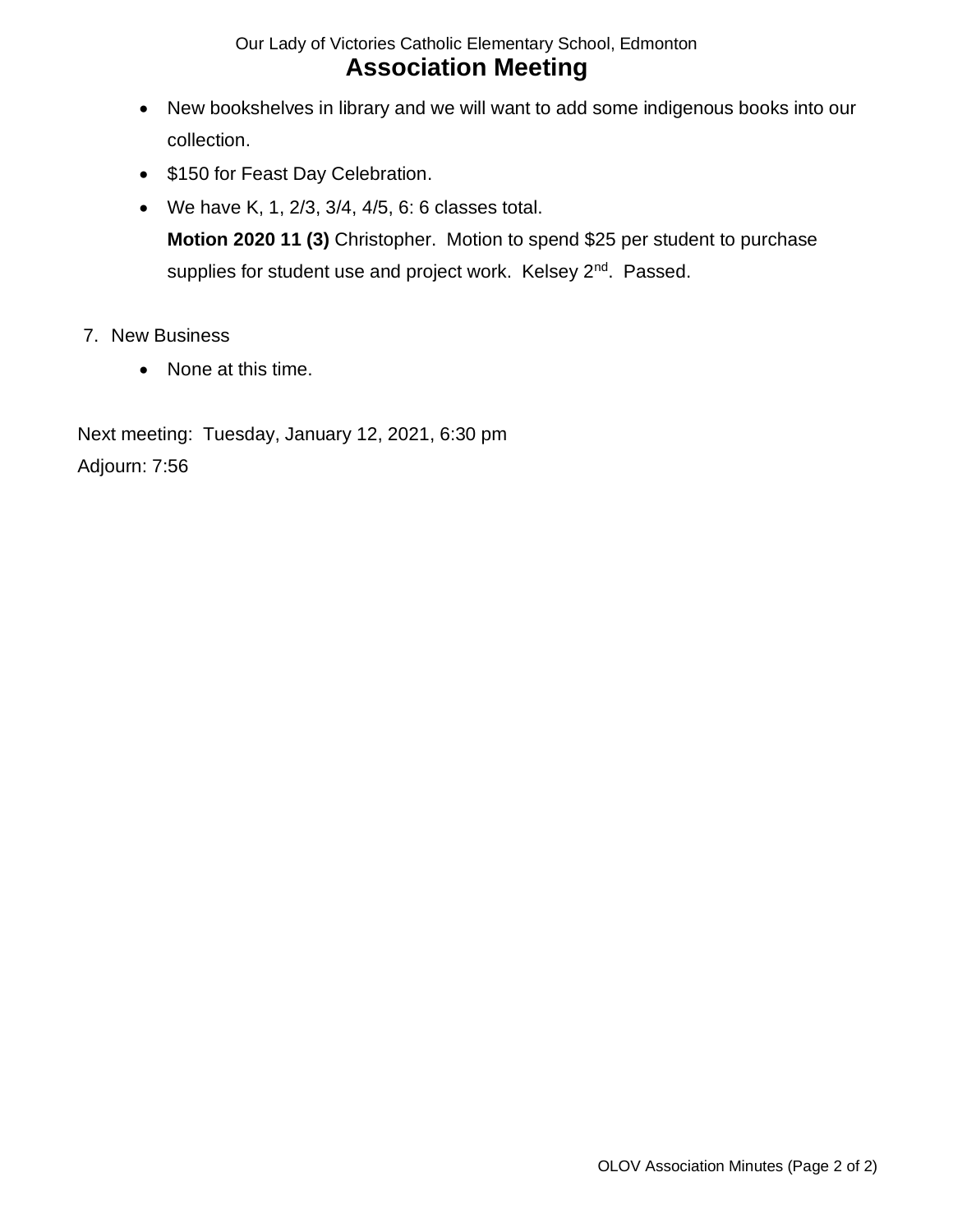- New bookshelves in library and we will want to add some indigenous books into our collection.
- $150 for Feast Day Celebration.
- We have K, 1, 2/3, 3/4, 4/5, 6: 6 classes total.
  **Motion 2020 11 (3)** Christopher. Motion to spend $25 per student to purchase supplies for student use and project work. Kelsey 2nd. Passed.

7. New Business
   - None at this time.

Next meeting: Tuesday, January 12, 2021, 6:30 pm

Adjourn: 7:56